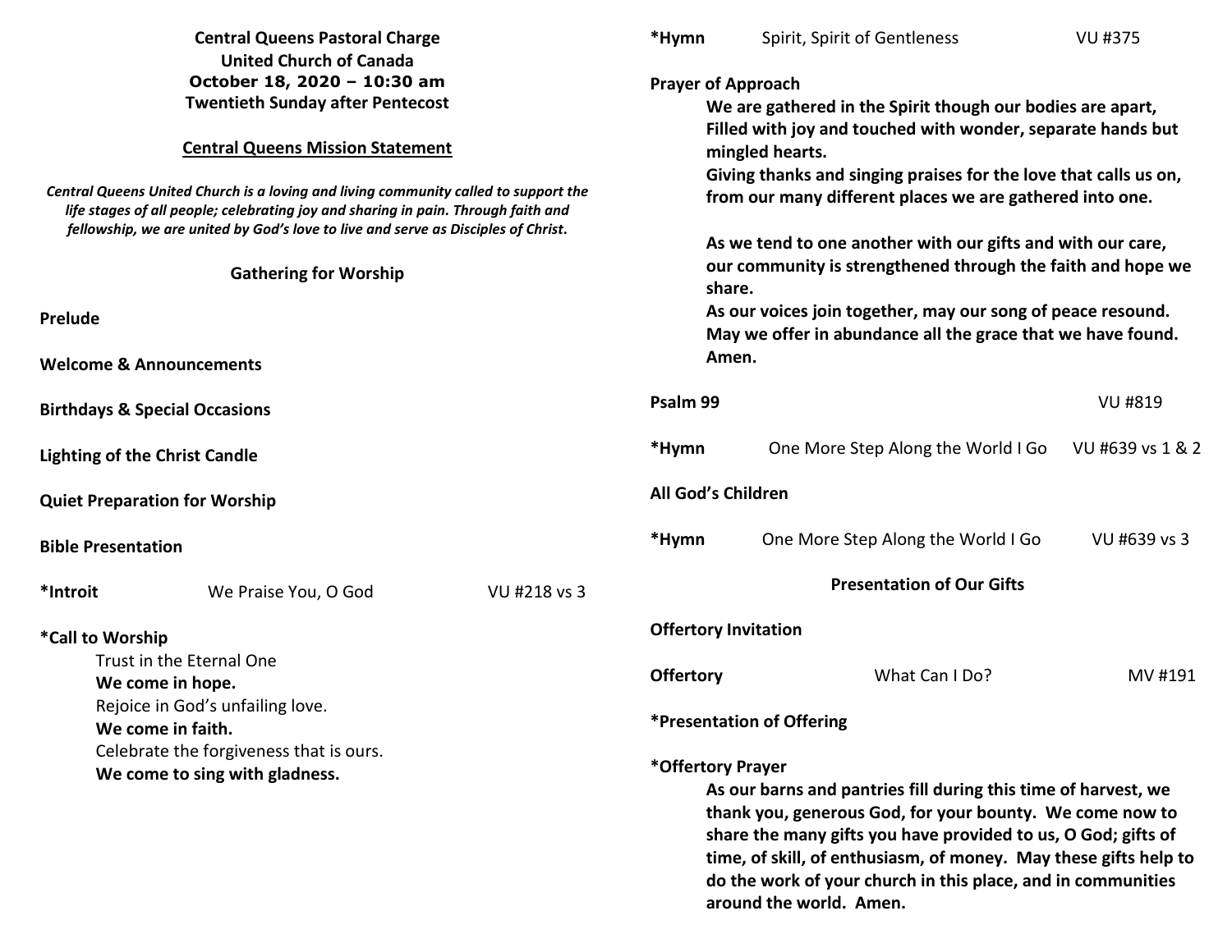**Central Queens Pastoral Charge**
**United Church of Canada**
**October 18, 2020 – 10:30 am**
**Twentieth Sunday after Pentecost**

**Central Queens Mission Statement**

*Central Queens United Church is a loving and living community called to support the life stages of all people; celebrating joy and sharing in pain. Through faith and fellowship, we are united by God's love to live and serve as Disciples of Christ.*

## Gathering for Worship

**Prelude**

**Welcome & Announcements**

**Birthdays & Special Occasions**

**Lighting of the Christ Candle**

**Quiet Preparation for Worship**

**Bible Presentation**

**\*Introit** We Praise You, O God VU #218 vs 3

**\*Call to Worship**

Trust in the Eternal One
**We come in hope.**
Rejoice in God's unfailing love.
**We come in faith.**
Celebrate the forgiveness that is ours.
**We come to sing with gladness.**

**\*Hymn** Spirit, Spirit of Gentleness VU #375

**Prayer of Approach**

**We are gathered in the Spirit though our bodies are apart,**
**Filled with joy and touched with wonder, separate hands but mingled hearts.**
**Giving thanks and singing praises for the love that calls us on, from our many different places we are gathered into one.**

**As we tend to one another with our gifts and with our care, our community is strengthened through the faith and hope we share.**
**As our voices join together, may our song of peace resound.**
**May we offer in abundance all the grace that we have found.**
**Amen.**

**Psalm 99** VU #819

**\*Hymn** One More Step Along the World I Go VU #639 vs 1 & 2

**All God's Children**

**\*Hymn** One More Step Along the World I Go VU #639 vs 3

## Presentation of Our Gifts

**Offertory Invitation**

**Offertory** What Can I Do? MV #191

**\*Presentation of Offering**

**\*Offertory Prayer**

**As our barns and pantries fill during this time of harvest, we thank you, generous God, for your bounty. We come now to share the many gifts you have provided to us, O God; gifts of time, of skill, of enthusiasm, of money. May these gifts help to do the work of your church in this place, and in communities around the world. Amen.**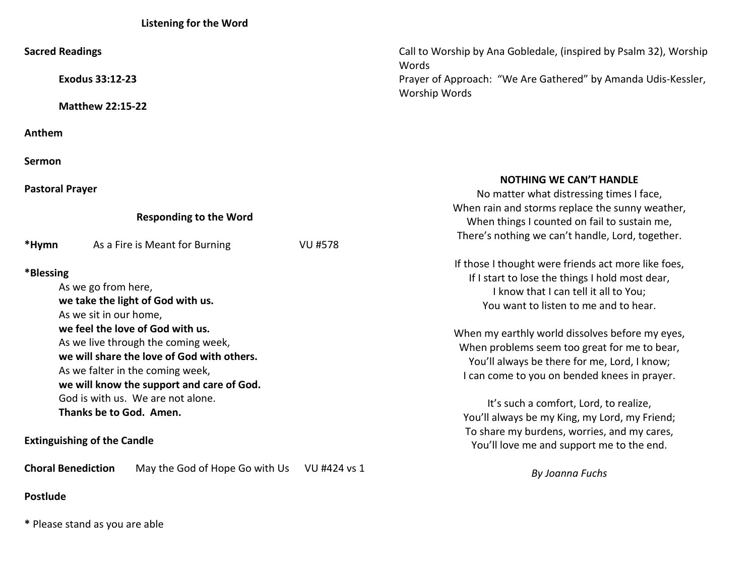## Listening for the Word

**Sacred Readings**

**Exodus 33:12-23**

**Matthew 22:15-22**

**Anthem**

**Sermon**

**Pastoral Prayer**

## Responding to the Word

**\*Hymn** As a Fire is Meant for Burning VU #578

**\*Blessing**

As we go from here,
**we take the light of God with us.**
As we sit in our home,
**we feel the love of God with us.**
As we live through the coming week,
**we will share the love of God with others.**
As we falter in the coming week,
**we will know the support and care of God.**
God is with us. We are not alone.
**Thanks be to God. Amen.**

**Extinguishing of the Candle**

**Choral Benediction** May the God of Hope Go with Us VU #424 vs 1

**Postlude**

**\*** Please stand as you are able

Call to Worship by Ana Gobledale, (inspired by Psalm 32), Worship Words
Prayer of Approach: "We Are Gathered" by Amanda Udis-Kessler, Worship Words

### NOTHING WE CAN'T HANDLE

No matter what distressing times I face,
When rain and storms replace the sunny weather,
When things I counted on fail to sustain me,
There's nothing we can't handle, Lord, together.

If those I thought were friends act more like foes,
If I start to lose the things I hold most dear,
I know that I can tell it all to You;
You want to listen to me and to hear.

When my earthly world dissolves before my eyes,
When problems seem too great for me to bear,
You'll always be there for me, Lord, I know;
I can come to you on bended knees in prayer.

It's such a comfort, Lord, to realize,
You'll always be my King, my Lord, my Friend;
To share my burdens, worries, and my cares,
You'll love me and support me to the end.

*By Joanna Fuchs*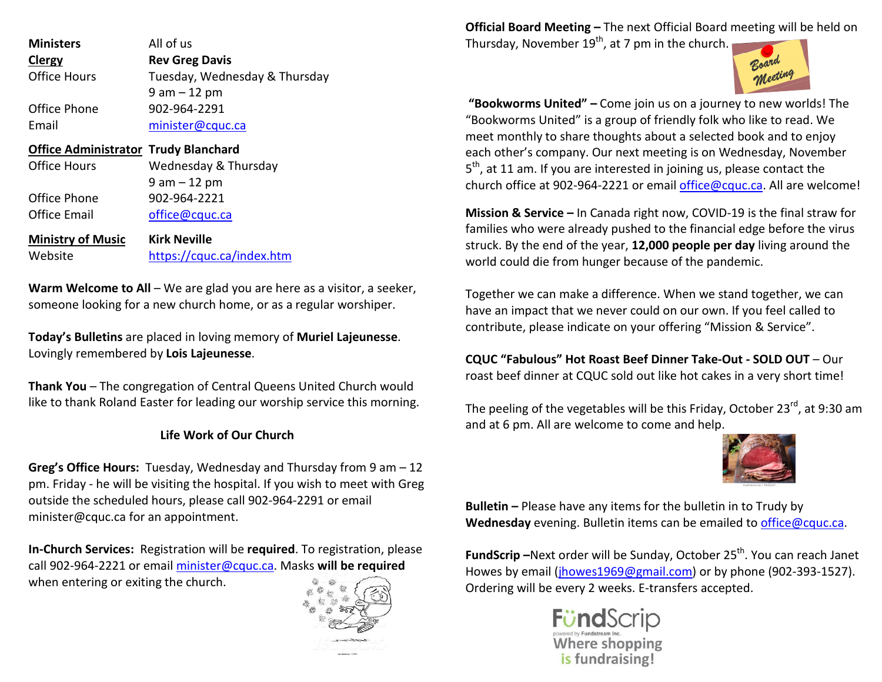| | |
|---|---|
| **Ministers** | All of us |
| **Clergy** | **Rev Greg Davis** |
| Office Hours | Tuesday, Wednesday & Thursday 9 am – 12 pm |
| Office Phone | 902-964-2291 |
| Email | minister@cquc.ca |
| **Office Administrator** | **Trudy Blanchard** |
| Office Hours | Wednesday & Thursday 9 am – 12 pm |
| Office Phone | 902-964-2221 |
| Office Email | office@cquc.ca |
| **Ministry of Music** | **Kirk Neville** |
| Website | https://cquc.ca/index.htm |

**Warm Welcome to All** – We are glad you are here as a visitor, a seeker, someone looking for a new church home, or as a regular worshiper.

**Today's Bulletins** are placed in loving memory of **Muriel Lajeunesse**. Lovingly remembered by **Lois Lajeunesse**.

**Thank You** – The congregation of Central Queens United Church would like to thank Roland Easter for leading our worship service this morning.

## Life Work of Our Church

**Greg's Office Hours:** Tuesday, Wednesday and Thursday from 9 am – 12 pm. Friday - he will be visiting the hospital. If you wish to meet with Greg outside the scheduled hours, please call 902-964-2291 or email minister@cquc.ca for an appointment.

**In-Church Services:** Registration will be **required**. To registration, please call 902-964-2221 or email minister@cquc.ca. Masks **will be required** when entering or exiting the church.

**Official Board Meeting –** The next Official Board meeting will be held on Thursday, November 19th, at 7 pm in the church.

**"Bookworms United" –** Come join us on a journey to new worlds! The "Bookworms United" is a group of friendly folk who like to read. We meet monthly to share thoughts about a selected book and to enjoy each other's company. Our next meeting is on Wednesday, November 5th, at 11 am. If you are interested in joining us, please contact the church office at 902-964-2221 or email office@cquc.ca. All are welcome!

**Mission & Service –** In Canada right now, COVID-19 is the final straw for families who were already pushed to the financial edge before the virus struck. By the end of the year, **12,000 people per day** living around the world could die from hunger because of the pandemic.

Together we can make a difference. When we stand together, we can have an impact that we never could on our own. If you feel called to contribute, please indicate on your offering "Mission & Service".

**CQUC "Fabulous" Hot Roast Beef Dinner Take-Out - SOLD OUT** – Our roast beef dinner at CQUC sold out like hot cakes in a very short time!

The peeling of the vegetables will be this Friday, October 23rd, at 9:30 am and at 6 pm. All are welcome to come and help.

**Bulletin –** Please have any items for the bulletin in to Trudy by **Wednesday** evening. Bulletin items can be emailed to office@cquc.ca.

**FundScrip –**Next order will be Sunday, October 25th. You can reach Janet Howes by email (jhowes1969@gmail.com) or by phone (902-393-1527). Ordering will be every 2 weeks. E-transfers accepted.

FundScrip
powered by Fundstream Inc.
Where shopping is fundraising!